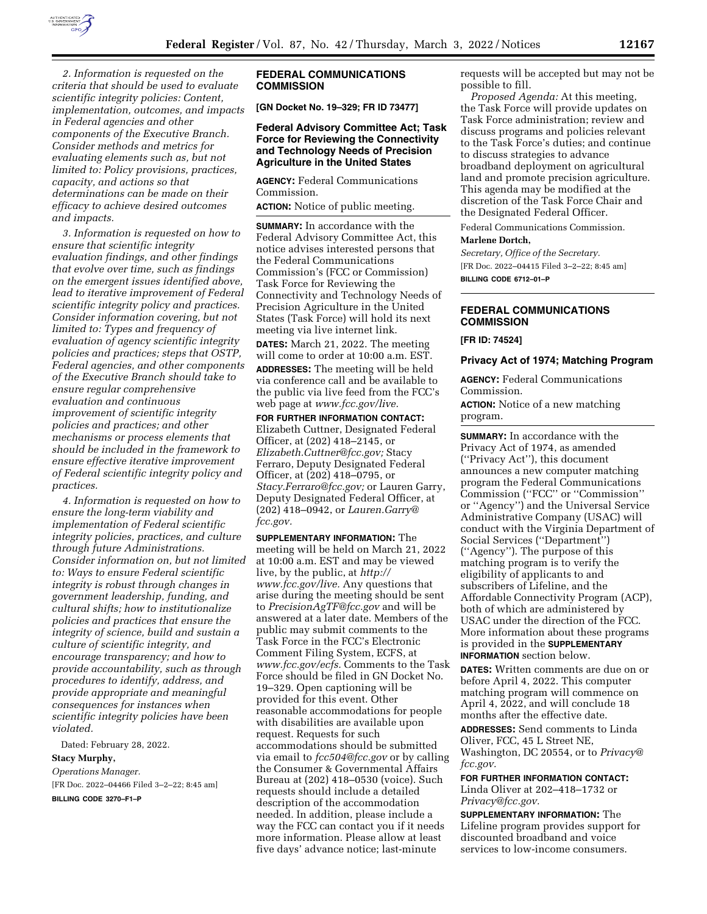*2. Information is requested on the criteria that should be used to evaluate scientific integrity policies: Content, implementation, outcomes, and impacts in Federal agencies and other components of the Executive Branch. Consider methods and metrics for evaluating elements such as, but not limited to: Policy provisions, practices, capacity, and actions so that determinations can be made on their efficacy to achieve desired outcomes and impacts.*

*3. Information is requested on how to ensure that scientific integrity evaluation findings, and other findings that evolve over time, such as findings on the emergent issues identified above, lead to iterative improvement of Federal scientific integrity policy and practices. Consider information covering, but not limited to: Types and frequency of evaluation of agency scientific integrity policies and practices; steps that OSTP, Federal agencies, and other components of the Executive Branch should take to ensure regular comprehensive evaluation and continuous improvement of scientific integrity policies and practices; and other mechanisms or process elements that should be included in the framework to ensure effective iterative improvement of Federal scientific integrity policy and practices.*

*4. Information is requested on how to ensure the long-term viability and implementation of Federal scientific integrity policies, practices, and culture through future Administrations. Consider information on, but not limited to: Ways to ensure Federal scientific integrity is robust through changes in government leadership, funding, and cultural shifts; how to institutionalize policies and practices that ensure the integrity of science, build and sustain a culture of scientific integrity, and encourage transparency; and how to provide accountability, such as through procedures to identify, address, and provide appropriate and meaningful consequences for instances when scientific integrity policies have been violated.*

Dated: February 28, 2022.

**Stacy Murphy,**

*Operations Manager.*

[FR Doc. 2022–04466 Filed 3–2–22; 8:45 am]

**BILLING CODE 3270–F1–P**

## FEDERAL COMMUNICATIONS COMMISSION

**[GN Docket No. 19–329; FR ID 73477]**

### Federal Advisory Committee Act; Task Force for Reviewing the Connectivity and Technology Needs of Precision Agriculture in the United States

**AGENCY:** Federal Communications Commission.

**ACTION:** Notice of public meeting.

**SUMMARY:** In accordance with the Federal Advisory Committee Act, this notice advises interested persons that the Federal Communications Commission's (FCC or Commission) Task Force for Reviewing the Connectivity and Technology Needs of Precision Agriculture in the United States (Task Force) will hold its next meeting via live internet link.

**DATES:** March 21, 2022. The meeting will come to order at 10:00 a.m. EST.

**ADDRESSES:** The meeting will be held via conference call and be available to the public via live feed from the FCC's web page at *www.fcc.gov/live.*

**FOR FURTHER INFORMATION CONTACT:** Elizabeth Cuttner, Designated Federal Officer, at (202) 418–2145, or *Elizabeth.Cuttner@fcc.gov;* Stacy Ferraro, Deputy Designated Federal Officer, at (202) 418–0795, or *Stacy.Ferraro@fcc.gov;* or Lauren Garry, Deputy Designated Federal Officer, at (202) 418–0942, or *Lauren.Garry@fcc.gov.*

**SUPPLEMENTARY INFORMATION:** The meeting will be held on March 21, 2022 at 10:00 a.m. EST and may be viewed live, by the public, at *http://www.fcc.gov/live.* Any questions that arise during the meeting should be sent to *PrecisionAgTF@fcc.gov* and will be answered at a later date. Members of the public may submit comments to the Task Force in the FCC's Electronic Comment Filing System, ECFS, at *www.fcc.gov/ecfs.* Comments to the Task Force should be filed in GN Docket No. 19–329. Open captioning will be provided for this event. Other reasonable accommodations for people with disabilities are available upon request. Requests for such accommodations should be submitted via email to *fcc504@fcc.gov* or by calling the Consumer & Governmental Affairs Bureau at (202) 418–0530 (voice). Such requests should include a detailed description of the accommodation needed. In addition, please include a way the FCC can contact you if it needs more information. Please allow at least five days' advance notice; last-minute requests will be accepted but may not be possible to fill.

*Proposed Agenda:* At this meeting, the Task Force will provide updates on Task Force administration; review and discuss programs and policies relevant to the Task Force's duties; and continue to discuss strategies to advance broadband deployment on agricultural land and promote precision agriculture. This agenda may be modified at the discretion of the Task Force Chair and the Designated Federal Officer.

Federal Communications Commission.

**Marlene Dortch,**

*Secretary, Office of the Secretary.*

[FR Doc. 2022–04415 Filed 3–2–22; 8:45 am]

**BILLING CODE 6712–01–P**

## FEDERAL COMMUNICATIONS COMMISSION

**[FR ID: 74524]**

### Privacy Act of 1974; Matching Program

**AGENCY:** Federal Communications Commission.

**ACTION:** Notice of a new matching program.

**SUMMARY:** In accordance with the Privacy Act of 1974, as amended (''Privacy Act''), this document announces a new computer matching program the Federal Communications Commission (''FCC'' or ''Commission'' or ''Agency'') and the Universal Service Administrative Company (USAC) will conduct with the Virginia Department of Social Services (''Department'') (''Agency''). The purpose of this matching program is to verify the eligibility of applicants to and subscribers of Lifeline, and the Affordable Connectivity Program (ACP), both of which are administered by USAC under the direction of the FCC. More information about these programs is provided in the **SUPPLEMENTARY INFORMATION** section below.

**DATES:** Written comments are due on or before April 4, 2022. This computer matching program will commence on April 4, 2022, and will conclude 18 months after the effective date.

**ADDRESSES:** Send comments to Linda Oliver, FCC, 45 L Street NE, Washington, DC 20554, or to *Privacy@fcc.gov.*

**FOR FURTHER INFORMATION CONTACT:** Linda Oliver at 202–418–1732 or *Privacy@fcc.gov.*

**SUPPLEMENTARY INFORMATION:** The Lifeline program provides support for discounted broadband and voice services to low-income consumers.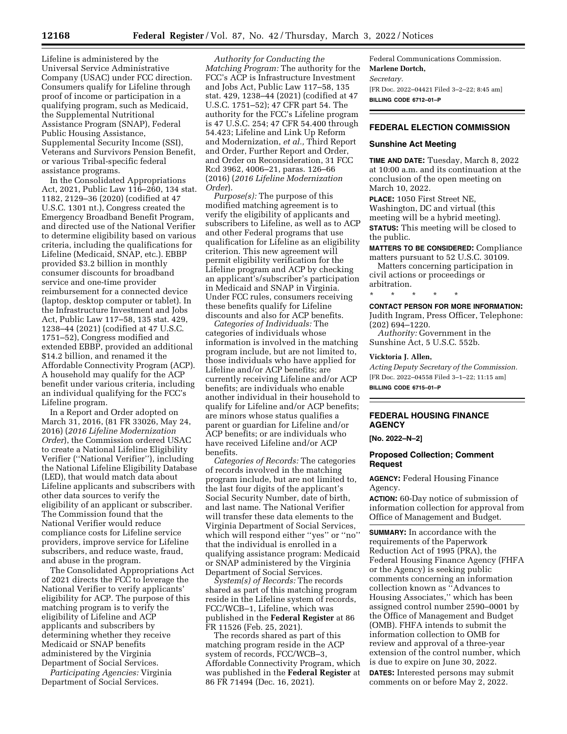Lifeline is administered by the Universal Service Administrative Company (USAC) under FCC direction. Consumers qualify for Lifeline through proof of income or participation in a qualifying program, such as Medicaid, the Supplemental Nutritional Assistance Program (SNAP), Federal Public Housing Assistance, Supplemental Security Income (SSI), Veterans and Survivors Pension Benefit, or various Tribal-specific federal assistance programs.

In the Consolidated Appropriations Act, 2021, Public Law 116–260, 134 stat. 1182, 2129–36 (2020) (codified at 47 U.S.C. 1301 nt.), Congress created the Emergency Broadband Benefit Program, and directed use of the National Verifier to determine eligibility based on various criteria, including the qualifications for Lifeline (Medicaid, SNAP, etc.). EBBP provided $3.2 billion in monthly consumer discounts for broadband service and one-time provider reimbursement for a connected device (laptop, desktop computer or tablet). In the Infrastructure Investment and Jobs Act, Public Law 117–58, 135 stat. 429, 1238–44 (2021) (codified at 47 U.S.C. 1751–52), Congress modified and extended EBBP, provided an additional $14.2 billion, and renamed it the Affordable Connectivity Program (ACP). A household may qualify for the ACP benefit under various criteria, including an individual qualifying for the FCC's Lifeline program.

In a Report and Order adopted on March 31, 2016, (81 FR 33026, May 24, 2016) (*2016 Lifeline Modernization Order*), the Commission ordered USAC to create a National Lifeline Eligibility Verifier (''National Verifier''), including the National Lifeline Eligibility Database (LED), that would match data about Lifeline applicants and subscribers with other data sources to verify the eligibility of an applicant or subscriber. The Commission found that the National Verifier would reduce compliance costs for Lifeline service providers, improve service for Lifeline subscribers, and reduce waste, fraud, and abuse in the program.

The Consolidated Appropriations Act of 2021 directs the FCC to leverage the National Verifier to verify applicants' eligibility for ACP. The purpose of this matching program is to verify the eligibility of Lifeline and ACP applicants and subscribers by determining whether they receive Medicaid or SNAP benefits administered by the Virginia Department of Social Services.

*Participating Agencies:* Virginia Department of Social Services.

*Authority for Conducting the Matching Program:* The authority for the FCC's ACP is Infrastructure Investment and Jobs Act, Public Law 117–58, 135 stat. 429, 1238–44 (2021) (codified at 47 U.S.C. 1751–52); 47 CFR part 54. The authority for the FCC's Lifeline program is 47 U.S.C. 254; 47 CFR 54.400 through 54.423; Lifeline and Link Up Reform and Modernization, *et al.,* Third Report and Order, Further Report and Order, and Order on Reconsideration, 31 FCC Rcd 3962, 4006–21, paras. 126–66 (2016) (*2016 Lifeline Modernization Order*).

*Purpose(s):* The purpose of this modified matching agreement is to verify the eligibility of applicants and subscribers to Lifeline, as well as to ACP and other Federal programs that use qualification for Lifeline as an eligibility criterion. This new agreement will permit eligibility verification for the Lifeline program and ACP by checking an applicant's/subscriber's participation in Medicaid and SNAP in Virginia. Under FCC rules, consumers receiving these benefits qualify for Lifeline discounts and also for ACP benefits.

*Categories of Individuals:* The categories of individuals whose information is involved in the matching program include, but are not limited to, those individuals who have applied for Lifeline and/or ACP benefits; are currently receiving Lifeline and/or ACP benefits; are individuals who enable another individual in their household to qualify for Lifeline and/or ACP benefits; are minors whose status qualifies a parent or guardian for Lifeline and/or ACP benefits; or are individuals who have received Lifeline and/or ACP benefits.

*Categories of Records:* The categories of records involved in the matching program include, but are not limited to, the last four digits of the applicant's Social Security Number, date of birth, and last name. The National Verifier will transfer these data elements to the Virginia Department of Social Services, which will respond either ''yes'' or ''no'' that the individual is enrolled in a qualifying assistance program: Medicaid or SNAP administered by the Virginia Department of Social Services.

*System(s) of Records:* The records shared as part of this matching program reside in the Lifeline system of records, FCC/WCB–1, Lifeline, which was published in the **Federal Register** at 86 FR 11526 (Feb. 25, 2021).

The records shared as part of this matching program reside in the ACP system of records, FCC/WCB–3, Affordable Connectivity Program, which was published in the **Federal Register** at 86 FR 71494 (Dec. 16, 2021).

Federal Communications Commission.

**Marlene Dortch,**

*Secretary.*

[FR Doc. 2022–04421 Filed 3–2–22; 8:45 am]

**BILLING CODE 6712–01–P**

## FEDERAL ELECTION COMMISSION

### Sunshine Act Meeting

**TIME AND DATE:** Tuesday, March 8, 2022 at 10:00 a.m. and its continuation at the conclusion of the open meeting on March 10, 2022.

**PLACE:** 1050 First Street NE, Washington, DC and virtual (this meeting will be a hybrid meeting).

**STATUS:** This meeting will be closed to the public.

**MATTERS TO BE CONSIDERED:** Compliance matters pursuant to 52 U.S.C. 30109.

Matters concerning participation in civil actions or proceedings or arbitration.

\* \* \* \* \*

**CONTACT PERSON FOR MORE INFORMATION:** Judith Ingram, Press Officer, Telephone: (202) 694–1220.

*Authority:* Government in the Sunshine Act, 5 U.S.C. 552b.

**Vicktoria J. Allen,**

*Acting Deputy Secretary of the Commission.*

[FR Doc. 2022–04558 Filed 3–1–22; 11:15 am]

**BILLING CODE 6715–01–P**

## FEDERAL HOUSING FINANCE AGENCY

**[No. 2022–N–2]**

### Proposed Collection; Comment Request

**AGENCY:** Federal Housing Finance Agency.

**ACTION:** 60-Day notice of submission of information collection for approval from Office of Management and Budget.

**SUMMARY:** In accordance with the requirements of the Paperwork Reduction Act of 1995 (PRA), the Federal Housing Finance Agency (FHFA or the Agency) is seeking public comments concerning an information collection known as ''Advances to Housing Associates,'' which has been assigned control number 2590–0001 by the Office of Management and Budget (OMB). FHFA intends to submit the information collection to OMB for review and approval of a three-year extension of the control number, which is due to expire on June 30, 2022.

**DATES:** Interested persons may submit comments on or before May 2, 2022.